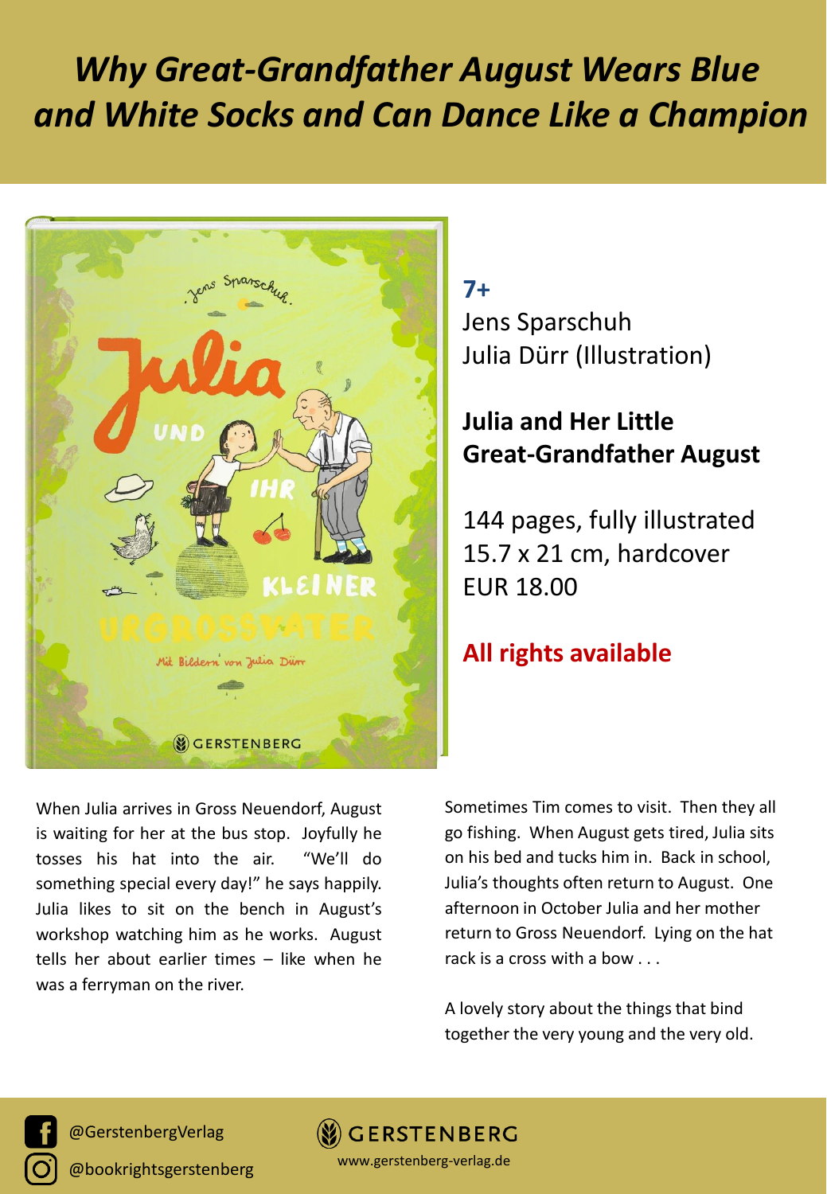# *Why Great-Grandfather August Wears Blue and White Socks and Can Dance Like a Champion*

**7+**

Jens Sparschuh

Julia Dürr (Illustration)

**Julia and Her Little Great-Grandfather August**

144 pages, fully illustrated

15.7 x 21 cm, hardcover

EUR 18.00

**All rights available**

When Julia arrives in Gross Neuendorf, August is waiting for her at the bus stop. Joyfully he tosses his hat into the air. "We'll do something special every day!" he says happily. Julia likes to sit on the bench in August's workshop watching him as he works. August tells her about earlier times – like when he was a ferryman on the river.

Sometimes Tim comes to visit. Then they all go fishing. When August gets tired, Julia sits on his bed and tucks him in. Back in school, Julia's thoughts often return to August. One afternoon in October Julia and her mother return to Gross Neuendorf. Lying on the hat rack is a cross with a bow . . .

A lovely story about the things that bind together the very young and the very old.

@GerstenbergVerlag

@bookrightsgerstenberg

GERSTENBERG

www.gerstenberg-verlag.de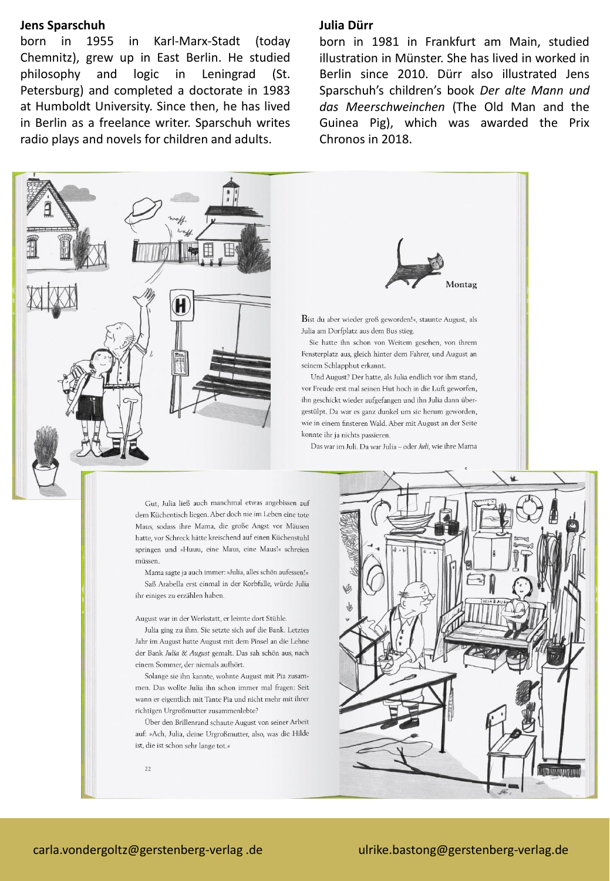**Jens Sparschuh**
born in 1955 in Karl-Marx-Stadt (today Chemnitz), grew up in East Berlin. He studied philosophy and logic in Leningrad (St. Petersburg) and completed a doctorate in 1983 at Humboldt University. Since then, he has lived in Berlin as a freelance writer. Sparschuh writes radio plays and novels for children and adults.

**Julia Dürr**
born in 1981 in Frankfurt am Main, studied illustration in Münster. She has lived in worked in Berlin since 2010. Dürr also illustrated Jens Sparschuh's children's book *Der alte Mann und das Meerschweinchen* (The Old Man and the Guinea Pig), which was awarded the Prix Chronos in 2018.

Montag

Bist du aber wieder groß geworden!«, staunte August, als Julia am Dorfplatz aus dem Bus stieg.

Sie hatte ihn schon von Weitem gesehen, von ihrem Fensterplatz aus, gleich hinter dem Fahrer, und August an seinem Schlapphut erkannt.

Und August? Der hatte, als Julia endlich vor ihm stand, vor Freude erst mal seinen Hut hoch in die Luft geworfen, ihn geschickt wieder aufgefangen und ihn Julia dann übergestülpt. Da war es ganz dunkel um sie herum geworden, wie in einem finsteren Wald. Aber mit August an der Seite konnte ihr ja nichts passieren.

Das war im Juli. Da war Julia – oder *Juli*, wie ihre Mama

Gut, Julia ließ auch manchmal etwas angebissen auf dem Küchentisch liegen. Aber doch nie im Leben eine tote Maus, sodass ihre Mama, die große Angst vor Mäusen hatte, vor Schreck hätte kreischend auf einen Küchenstuhl springen und »Huuu, eine Maus, eine Maus!« schreien müssen.

Mama sagte ja auch immer: »Julia, alles schön aufessen!«

Saß Arabella erst einmal in der Korbfalle, würde Julia ihr einiges zu erzählen haben.

August war in der Werkstatt, er leimte dort Stühle.

Julia ging zu ihm. Sie setzte sich auf die Bank. Letztes Jahr im August hatte August mit dem Pinsel an die Lehne der Bank *Julia & August* gemalt. Das sah schön aus, nach einem Sommer, der niemals aufhört.

Solange sie ihn kannte, wohnte August mit Pia zusammen. Das wollte Julia ihn schon immer mal fragen: Seit wann er eigentlich mit Tante Pia und nicht mehr mit ihrer richtigen Urgroßmutter zusammenlebte?

Über den Brillenrand schaute August von seiner Arbeit auf: »Ach, Julia, deine Urgroßmutter, also, was die Hilde ist, die ist schon sehr lange tot.«

carla.vondergoltz@gerstenberg-verlag .de

ulrike.bastong@gerstenberg-verlag.de